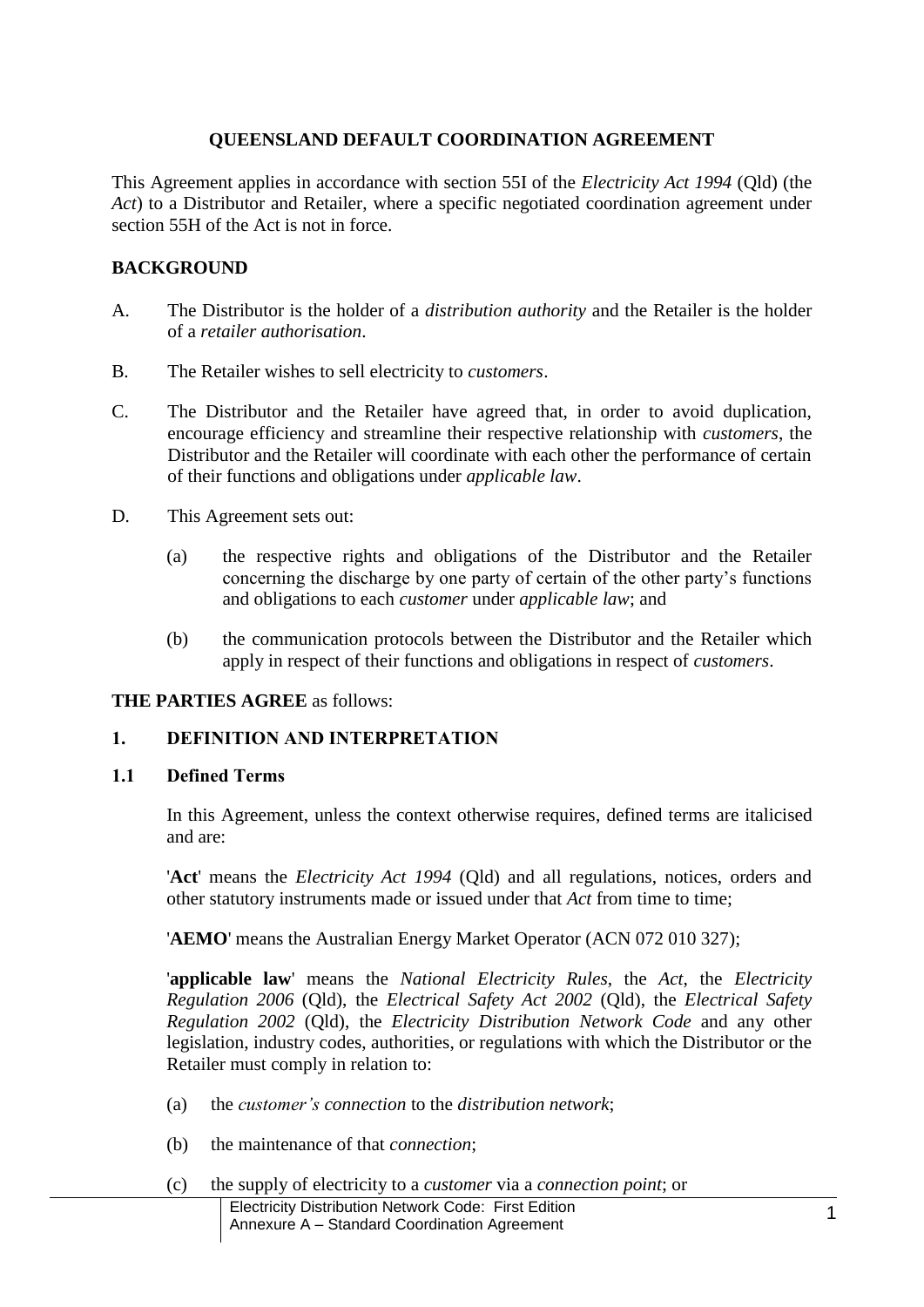# QUEENSLAND DEFAULT COORDINATION AGREEMENT

This Agreement applies in accordance with section 55I of the *Electricity Act 1994* (Qld) (the *Act*) to a Distributor and Retailer, where a specific negotiated coordination agreement under section 55H of the Act is not in force.

## BACKGROUND

A. The Distributor is the holder of a *distribution authority* and the Retailer is the holder of a *retailer authorisation*.

B. The Retailer wishes to sell electricity to *customers*.

C. The Distributor and the Retailer have agreed that, in order to avoid duplication, encourage efficiency and streamline their respective relationship with *customers*, the Distributor and the Retailer will coordinate with each other the performance of certain of their functions and obligations under *applicable law*.

D. This Agreement sets out:

   (a) the respective rights and obligations of the Distributor and the Retailer concerning the discharge by one party of certain of the other party's functions and obligations to each *customer* under *applicable law*; and

   (b) the communication protocols between the Distributor and the Retailer which apply in respect of their functions and obligations in respect of *customers*.

**THE PARTIES AGREE** as follows:

## 1. DEFINITION AND INTERPRETATION

### 1.1 Defined Terms

In this Agreement, unless the context otherwise requires, defined terms are italicised and are:

'**Act**' means the *Electricity Act 1994* (Qld) and all regulations, notices, orders and other statutory instruments made or issued under that *Act* from time to time;

'**AEMO**' means the Australian Energy Market Operator (ACN 072 010 327);

'**applicable law**' means the *National Electricity Rules*, the *Act*, the *Electricity Regulation 2006* (Qld), the *Electrical Safety Act 2002* (Qld), the *Electrical Safety Regulation 2002* (Qld), the *Electricity Distribution Network Code* and any other legislation, industry codes, authorities, or regulations with which the Distributor or the Retailer must comply in relation to:

(a) the *customer's connection* to the *distribution network*;

(b) the maintenance of that *connection*;

(c) the supply of electricity to a *customer* via a *connection point*; or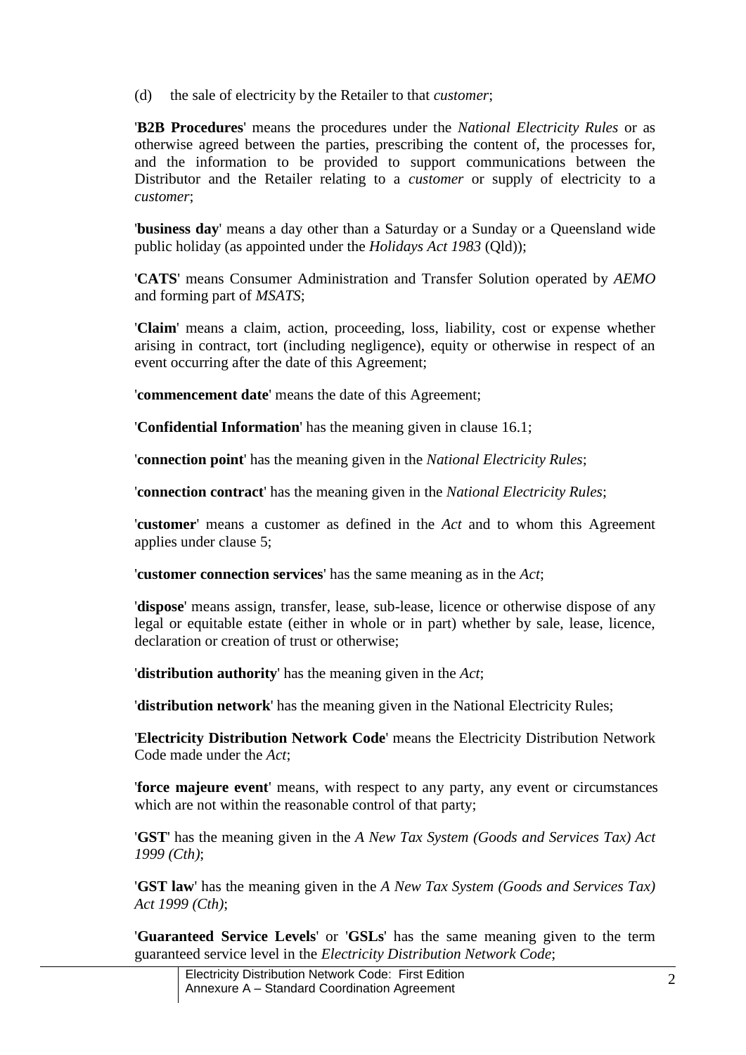(d) the sale of electricity by the Retailer to that *customer*;

'**B2B Procedures**' means the procedures under the *National Electricity Rules* or as otherwise agreed between the parties, prescribing the content of, the processes for, and the information to be provided to support communications between the Distributor and the Retailer relating to a *customer* or supply of electricity to a *customer*;

'**business day**' means a day other than a Saturday or a Sunday or a Queensland wide public holiday (as appointed under the *Holidays Act 1983* (Qld));

'**CATS**' means Consumer Administration and Transfer Solution operated by *AEMO* and forming part of *MSATS*;

'**Claim**' means a claim, action, proceeding, loss, liability, cost or expense whether arising in contract, tort (including negligence), equity or otherwise in respect of an event occurring after the date of this Agreement;

'**commencement date**' means the date of this Agreement;

'**Confidential Information**' has the meaning given in clause 16.1;

'**connection point**' has the meaning given in the *National Electricity Rules*;

'**connection contract**' has the meaning given in the *National Electricity Rules*;

'**customer**' means a customer as defined in the *Act* and to whom this Agreement applies under clause 5;

'**customer connection services**' has the same meaning as in the *Act*;

'**dispose**' means assign, transfer, lease, sub-lease, licence or otherwise dispose of any legal or equitable estate (either in whole or in part) whether by sale, lease, licence, declaration or creation of trust or otherwise;

'**distribution authority**' has the meaning given in the *Act*;

'**distribution network**' has the meaning given in the National Electricity Rules;

'**Electricity Distribution Network Code**' means the Electricity Distribution Network Code made under the *Act*;

'**force majeure event**' means, with respect to any party, any event or circumstances which are not within the reasonable control of that party;

'**GST**' has the meaning given in the *A New Tax System (Goods and Services Tax) Act 1999 (Cth)*;

'**GST law**' has the meaning given in the *A New Tax System (Goods and Services Tax) Act 1999 (Cth)*;

'**Guaranteed Service Levels**' or '**GSLs**' has the same meaning given to the term guaranteed service level in the *Electricity Distribution Network Code*;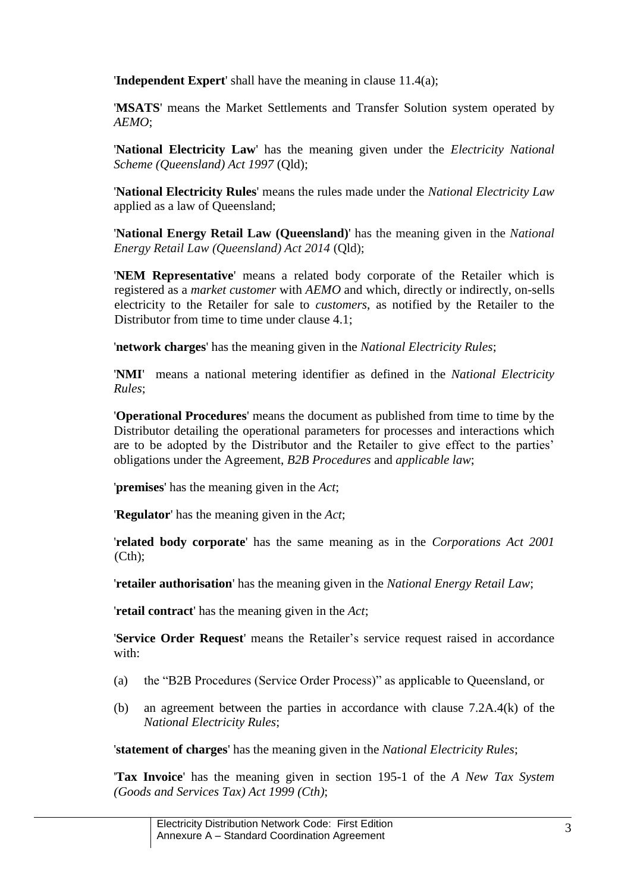'**Independent Expert**' shall have the meaning in clause 11.4(a);

'**MSATS**' means the Market Settlements and Transfer Solution system operated by *AEMO*;

'**National Electricity Law**' has the meaning given under the *Electricity National Scheme (Queensland) Act 1997* (Qld);

'**National Electricity Rules**' means the rules made under the *National Electricity Law* applied as a law of Queensland;

'**National Energy Retail Law (Queensland)**' has the meaning given in the *National Energy Retail Law (Queensland) Act 2014* (Qld);

'**NEM Representative**' means a related body corporate of the Retailer which is registered as a *market customer* with *AEMO* and which, directly or indirectly, on-sells electricity to the Retailer for sale to *customers*, as notified by the Retailer to the Distributor from time to time under clause 4.1;

'**network charges**' has the meaning given in the *National Electricity Rules*;

'**NMI**' means a national metering identifier as defined in the *National Electricity Rules*;

'**Operational Procedures**' means the document as published from time to time by the Distributor detailing the operational parameters for processes and interactions which are to be adopted by the Distributor and the Retailer to give effect to the parties' obligations under the Agreement, *B2B Procedures* and *applicable law*;

'**premises**' has the meaning given in the *Act*;

'**Regulator**' has the meaning given in the *Act*;

'**related body corporate**' has the same meaning as in the *Corporations Act 2001* (Cth);

'**retailer authorisation**' has the meaning given in the *National Energy Retail Law*;

'**retail contract**' has the meaning given in the *Act*;

'**Service Order Request**' means the Retailer's service request raised in accordance with:

(a) the "B2B Procedures (Service Order Process)" as applicable to Queensland, or

(b) an agreement between the parties in accordance with clause 7.2A.4(k) of the *National Electricity Rules*;

'**statement of charges**' has the meaning given in the *National Electricity Rules*;

'**Tax Invoice**' has the meaning given in section 195-1 of the *A New Tax System (Goods and Services Tax) Act 1999 (Cth)*;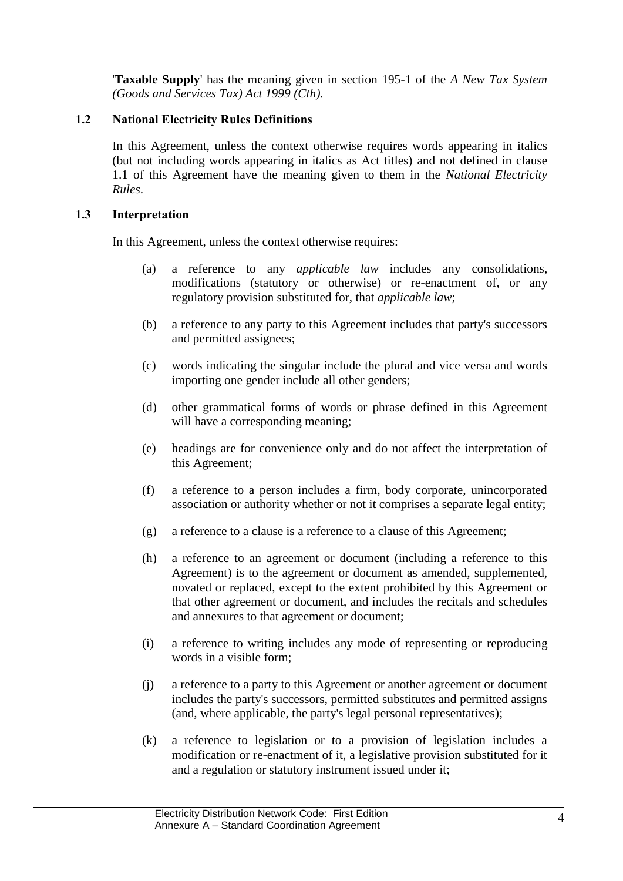'**Taxable Supply**' has the meaning given in section 195-1 of the *A New Tax System (Goods and Services Tax) Act 1999 (Cth).*

### 1.2 National Electricity Rules Definitions

In this Agreement, unless the context otherwise requires words appearing in italics (but not including words appearing in italics as Act titles) and not defined in clause 1.1 of this Agreement have the meaning given to them in the *National Electricity Rules*.

### 1.3 Interpretation

In this Agreement, unless the context otherwise requires:

(a) a reference to any *applicable law* includes any consolidations, modifications (statutory or otherwise) or re-enactment of, or any regulatory provision substituted for, that *applicable law*;

(b) a reference to any party to this Agreement includes that party's successors and permitted assignees;

(c) words indicating the singular include the plural and vice versa and words importing one gender include all other genders;

(d) other grammatical forms of words or phrase defined in this Agreement will have a corresponding meaning;

(e) headings are for convenience only and do not affect the interpretation of this Agreement;

(f) a reference to a person includes a firm, body corporate, unincorporated association or authority whether or not it comprises a separate legal entity;

(g) a reference to a clause is a reference to a clause of this Agreement;

(h) a reference to an agreement or document (including a reference to this Agreement) is to the agreement or document as amended, supplemented, novated or replaced, except to the extent prohibited by this Agreement or that other agreement or document, and includes the recitals and schedules and annexures to that agreement or document;

(i) a reference to writing includes any mode of representing or reproducing words in a visible form;

(j) a reference to a party to this Agreement or another agreement or document includes the party's successors, permitted substitutes and permitted assigns (and, where applicable, the party's legal personal representatives);

(k) a reference to legislation or to a provision of legislation includes a modification or re-enactment of it, a legislative provision substituted for it and a regulation or statutory instrument issued under it;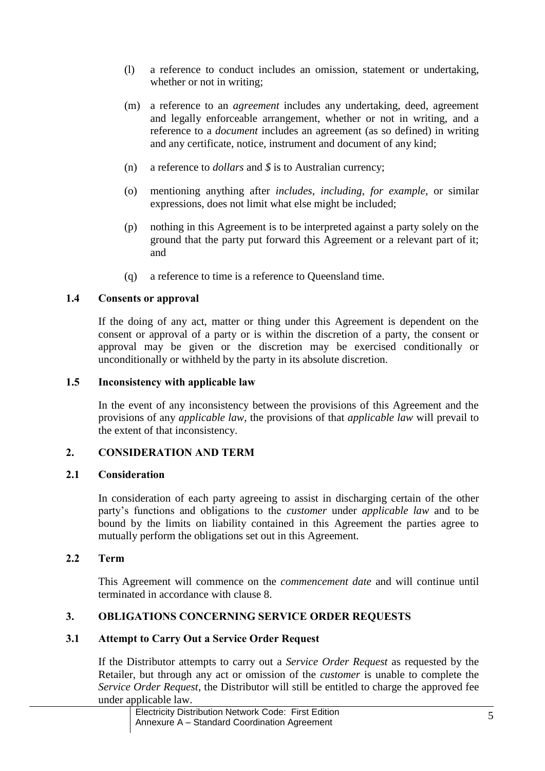(l) a reference to conduct includes an omission, statement or undertaking, whether or not in writing;

(m) a reference to an *agreement* includes any undertaking, deed, agreement and legally enforceable arrangement, whether or not in writing, and a reference to a *document* includes an agreement (as so defined) in writing and any certificate, notice, instrument and document of any kind;

(n) a reference to *dollars* and *$* is to Australian currency;

(o) mentioning anything after *includes*, *including*, *for example*, or similar expressions, does not limit what else might be included;

(p) nothing in this Agreement is to be interpreted against a party solely on the ground that the party put forward this Agreement or a relevant part of it; and

(q) a reference to time is a reference to Queensland time.

### 1.4 Consents or approval

If the doing of any act, matter or thing under this Agreement is dependent on the consent or approval of a party or is within the discretion of a party, the consent or approval may be given or the discretion may be exercised conditionally or unconditionally or withheld by the party in its absolute discretion.

### 1.5 Inconsistency with applicable law

In the event of any inconsistency between the provisions of this Agreement and the provisions of any *applicable law*, the provisions of that *applicable law* will prevail to the extent of that inconsistency.

## 2. CONSIDERATION AND TERM

### 2.1 Consideration

In consideration of each party agreeing to assist in discharging certain of the other party's functions and obligations to the *customer* under *applicable law* and to be bound by the limits on liability contained in this Agreement the parties agree to mutually perform the obligations set out in this Agreement.

### 2.2 Term

This Agreement will commence on the *commencement date* and will continue until terminated in accordance with clause 8.

## 3. OBLIGATIONS CONCERNING SERVICE ORDER REQUESTS

### 3.1 Attempt to Carry Out a Service Order Request

If the Distributor attempts to carry out a *Service Order Request* as requested by the Retailer, but through any act or omission of the *customer* is unable to complete the *Service Order Request*, the Distributor will still be entitled to charge the approved fee under applicable law.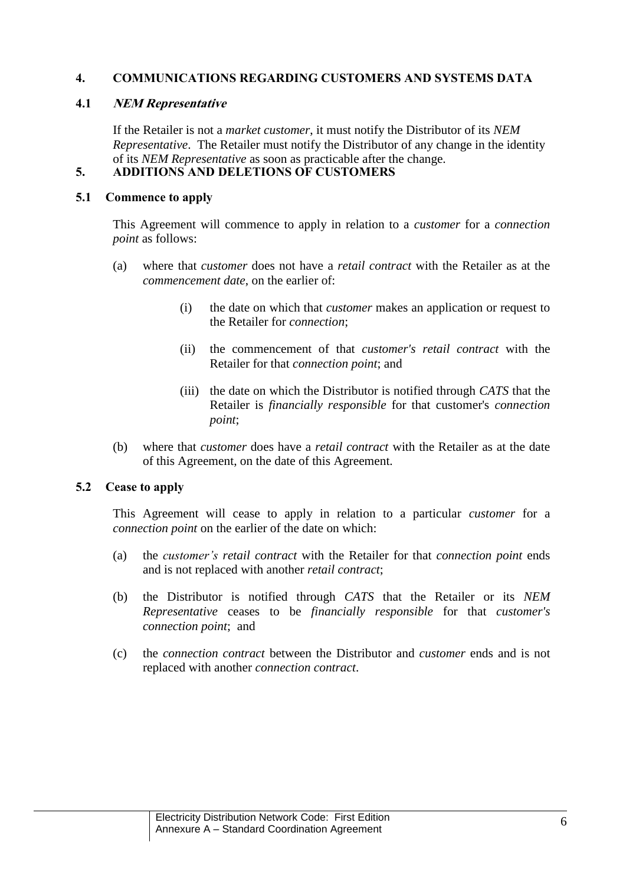## 4. COMMUNICATIONS REGARDING CUSTOMERS AND SYSTEMS DATA

### 4.1 *NEM Representative*

If the Retailer is not a *market customer*, it must notify the Distributor of its *NEM Representative*. The Retailer must notify the Distributor of any change in the identity of its *NEM Representative* as soon as practicable after the change.

## 5. ADDITIONS AND DELETIONS OF CUSTOMERS

### 5.1 Commence to apply

This Agreement will commence to apply in relation to a *customer* for a *connection point* as follows:

(a) where that *customer* does not have a *retail contract* with the Retailer as at the *commencement date*, on the earlier of:

- (i) the date on which that *customer* makes an application or request to the Retailer for *connection*;
- (ii) the commencement of that *customer's retail contract* with the Retailer for that *connection point*; and
- (iii) the date on which the Distributor is notified through *CATS* that the Retailer is *financially responsible* for that customer's *connection point*;

(b) where that *customer* does have a *retail contract* with the Retailer as at the date of this Agreement, on the date of this Agreement.

### 5.2 Cease to apply

This Agreement will cease to apply in relation to a particular *customer* for a *connection point* on the earlier of the date on which:

(a) the *customer's retail contract* with the Retailer for that *connection point* ends and is not replaced with another *retail contract*;

(b) the Distributor is notified through *CATS* that the Retailer or its *NEM Representative* ceases to be *financially responsible* for that *customer's connection point*; and

(c) the *connection contract* between the Distributor and *customer* ends and is not replaced with another *connection contract*.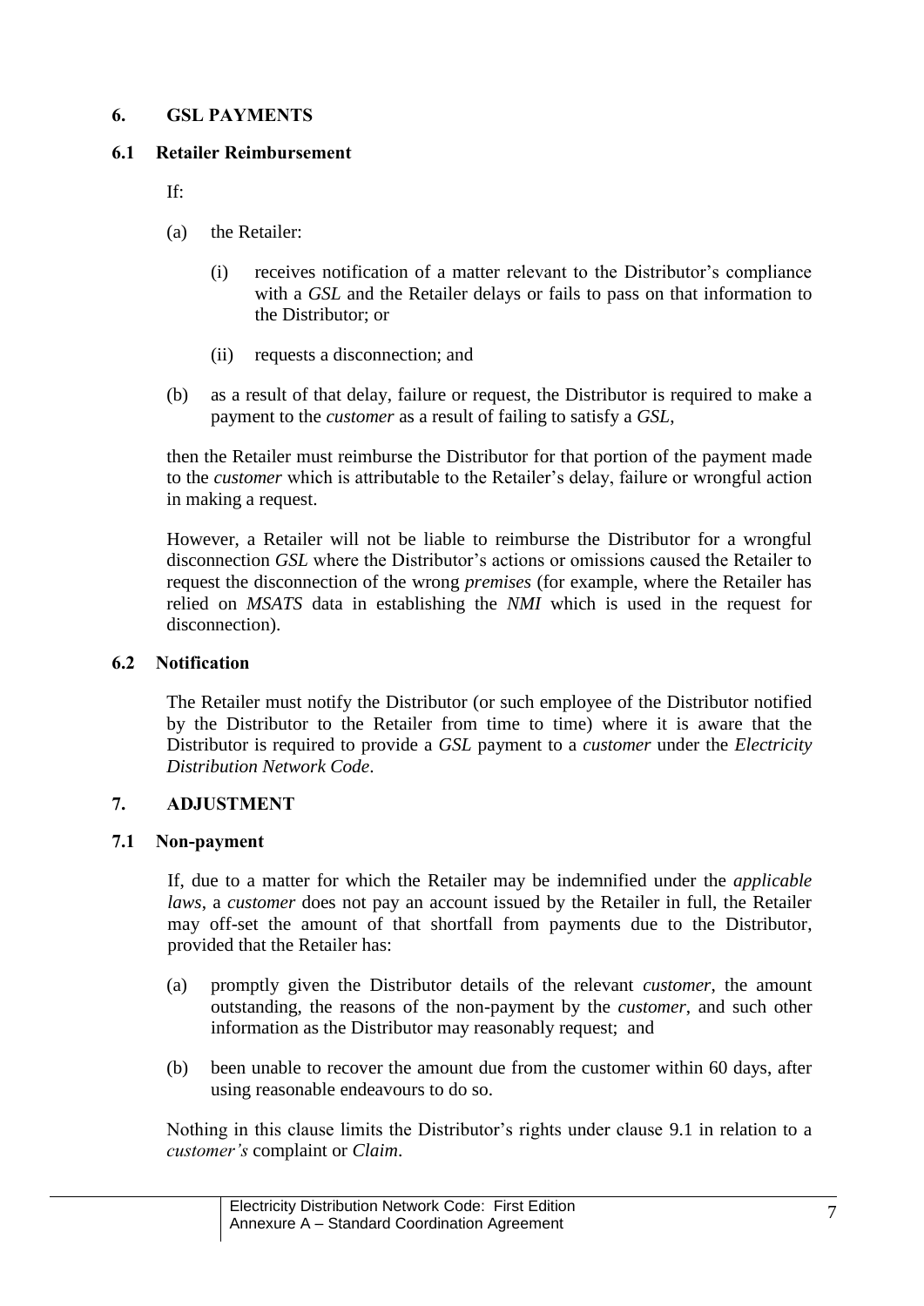## 6. GSL PAYMENTS

### 6.1 Retailer Reimbursement

If:

(a) the Retailer:

 (i) receives notification of a matter relevant to the Distributor's compliance with a *GSL* and the Retailer delays or fails to pass on that information to the Distributor; or

 (ii) requests a disconnection; and

(b) as a result of that delay, failure or request, the Distributor is required to make a payment to the *customer* as a result of failing to satisfy a *GSL*,

then the Retailer must reimburse the Distributor for that portion of the payment made to the *customer* which is attributable to the Retailer's delay, failure or wrongful action in making a request.

However, a Retailer will not be liable to reimburse the Distributor for a wrongful disconnection *GSL* where the Distributor's actions or omissions caused the Retailer to request the disconnection of the wrong *premises* (for example, where the Retailer has relied on *MSATS* data in establishing the *NMI* which is used in the request for disconnection).

### 6.2 Notification

The Retailer must notify the Distributor (or such employee of the Distributor notified by the Distributor to the Retailer from time to time) where it is aware that the Distributor is required to provide a *GSL* payment to a *customer* under the *Electricity Distribution Network Code*.

## 7. ADJUSTMENT

### 7.1 Non-payment

If, due to a matter for which the Retailer may be indemnified under the *applicable laws*, a *customer* does not pay an account issued by the Retailer in full, the Retailer may off-set the amount of that shortfall from payments due to the Distributor, provided that the Retailer has:

(a) promptly given the Distributor details of the relevant *customer*, the amount outstanding, the reasons of the non-payment by the *customer*, and such other information as the Distributor may reasonably request; and

(b) been unable to recover the amount due from the customer within 60 days, after using reasonable endeavours to do so.

Nothing in this clause limits the Distributor's rights under clause 9.1 in relation to a *customer's* complaint or *Claim*.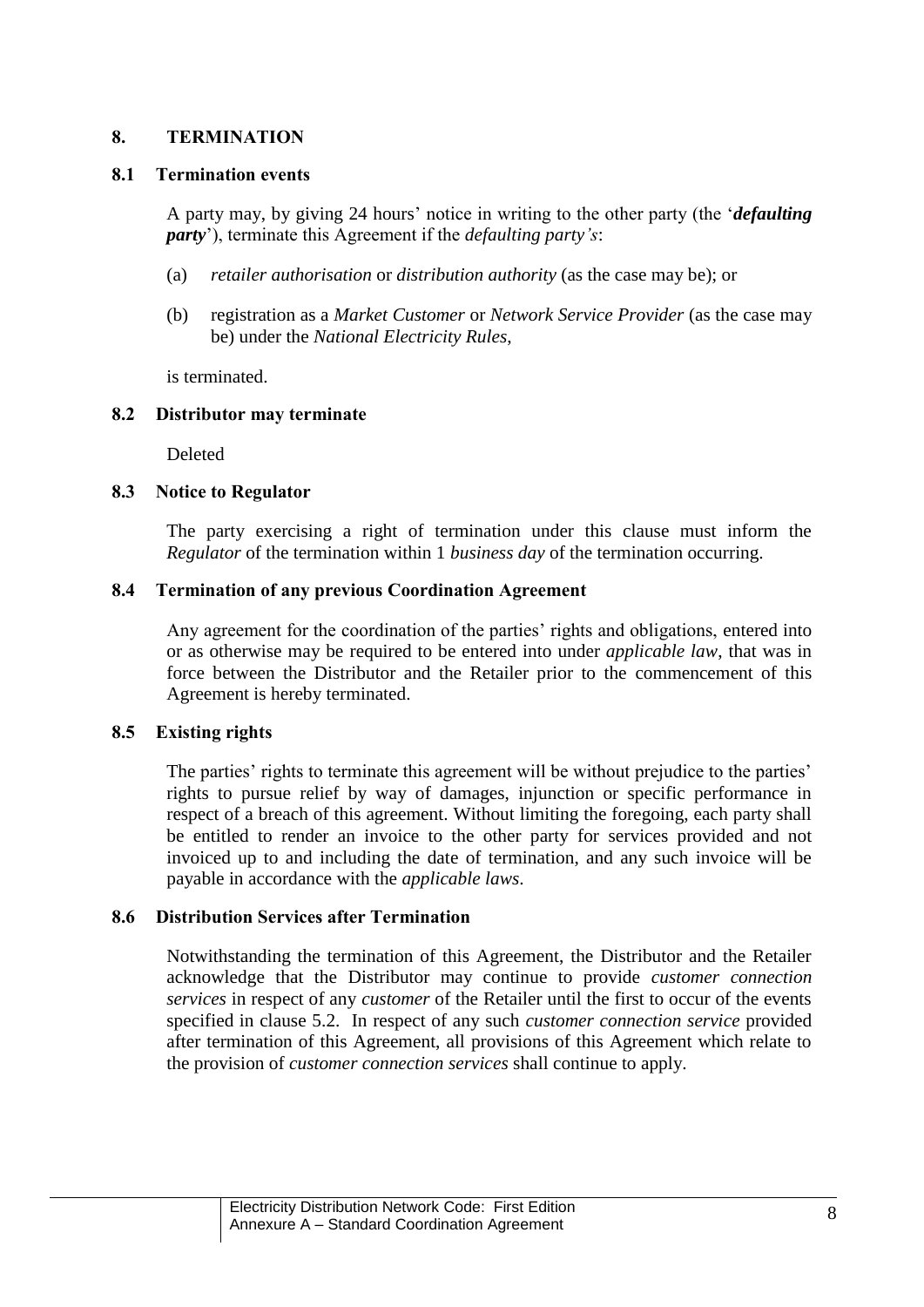## 8. TERMINATION

### 8.1 Termination events

A party may, by giving 24 hours' notice in writing to the other party (the '***defaulting party***'), terminate this Agreement if the *defaulting party's*:

(a) *retailer authorisation* or *distribution authority* (as the case may be); or

(b) registration as a *Market Customer* or *Network Service Provider* (as the case may be) under the *National Electricity Rules*,

is terminated.

### 8.2 Distributor may terminate

Deleted

### 8.3 Notice to Regulator

The party exercising a right of termination under this clause must inform the *Regulator* of the termination within 1 *business day* of the termination occurring.

### 8.4 Termination of any previous Coordination Agreement

Any agreement for the coordination of the parties' rights and obligations, entered into or as otherwise may be required to be entered into under *applicable law*, that was in force between the Distributor and the Retailer prior to the commencement of this Agreement is hereby terminated.

### 8.5 Existing rights

The parties' rights to terminate this agreement will be without prejudice to the parties' rights to pursue relief by way of damages, injunction or specific performance in respect of a breach of this agreement. Without limiting the foregoing, each party shall be entitled to render an invoice to the other party for services provided and not invoiced up to and including the date of termination, and any such invoice will be payable in accordance with the *applicable laws*.

### 8.6 Distribution Services after Termination

Notwithstanding the termination of this Agreement, the Distributor and the Retailer acknowledge that the Distributor may continue to provide *customer connection services* in respect of any *customer* of the Retailer until the first to occur of the events specified in clause 5.2. In respect of any such *customer connection service* provided after termination of this Agreement, all provisions of this Agreement which relate to the provision of *customer connection services* shall continue to apply.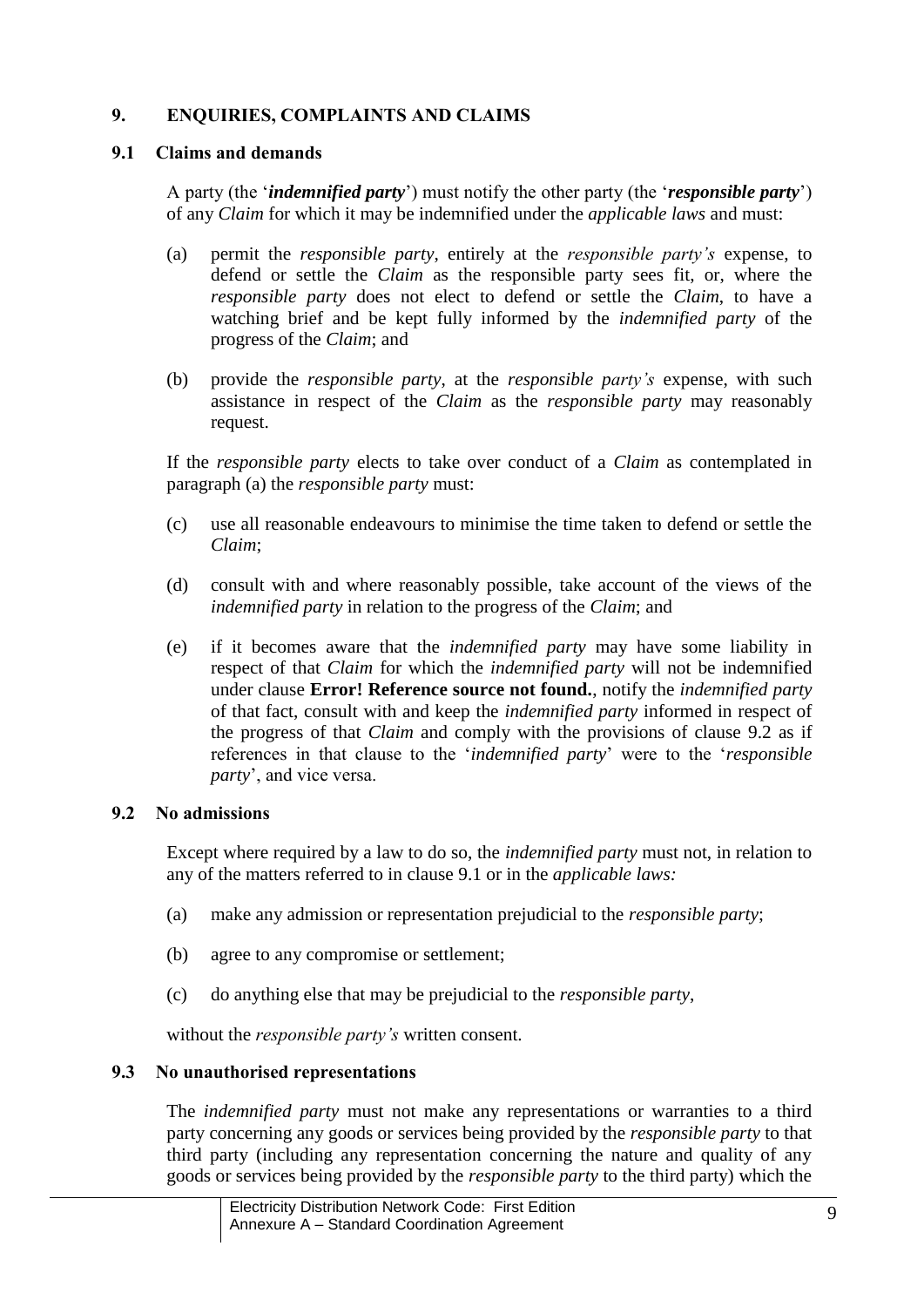## 9. ENQUIRIES, COMPLAINTS AND CLAIMS

### 9.1 Claims and demands

A party (the '***indemnified party***') must notify the other party (the '***responsible party***') of any *Claim* for which it may be indemnified under the *applicable laws* and must:

(a) permit the *responsible party*, entirely at the *responsible party's* expense, to defend or settle the *Claim* as the responsible party sees fit, or, where the *responsible party* does not elect to defend or settle the *Claim*, to have a watching brief and be kept fully informed by the *indemnified party* of the progress of the *Claim*; and

(b) provide the *responsible party*, at the *responsible party's* expense, with such assistance in respect of the *Claim* as the *responsible party* may reasonably request.

If the *responsible party* elects to take over conduct of a *Claim* as contemplated in paragraph (a) the *responsible party* must:

(c) use all reasonable endeavours to minimise the time taken to defend or settle the *Claim*;

(d) consult with and where reasonably possible, take account of the views of the *indemnified party* in relation to the progress of the *Claim*; and

(e) if it becomes aware that the *indemnified party* may have some liability in respect of that *Claim* for which the *indemnified party* will not be indemnified under clause **Error! Reference source not found.**, notify the *indemnified party* of that fact, consult with and keep the *indemnified party* informed in respect of the progress of that *Claim* and comply with the provisions of clause 9.2 as if references in that clause to the '*indemnified party*' were to the '*responsible party*', and vice versa.

### 9.2 No admissions

Except where required by a law to do so, the *indemnified party* must not, in relation to any of the matters referred to in clause 9.1 or in the *applicable laws:*

(a) make any admission or representation prejudicial to the *responsible party*;

(b) agree to any compromise or settlement;

(c) do anything else that may be prejudicial to the *responsible party*,

without the *responsible party's* written consent.

### 9.3 No unauthorised representations

The *indemnified party* must not make any representations or warranties to a third party concerning any goods or services being provided by the *responsible party* to that third party (including any representation concerning the nature and quality of any goods or services being provided by the *responsible party* to the third party) which the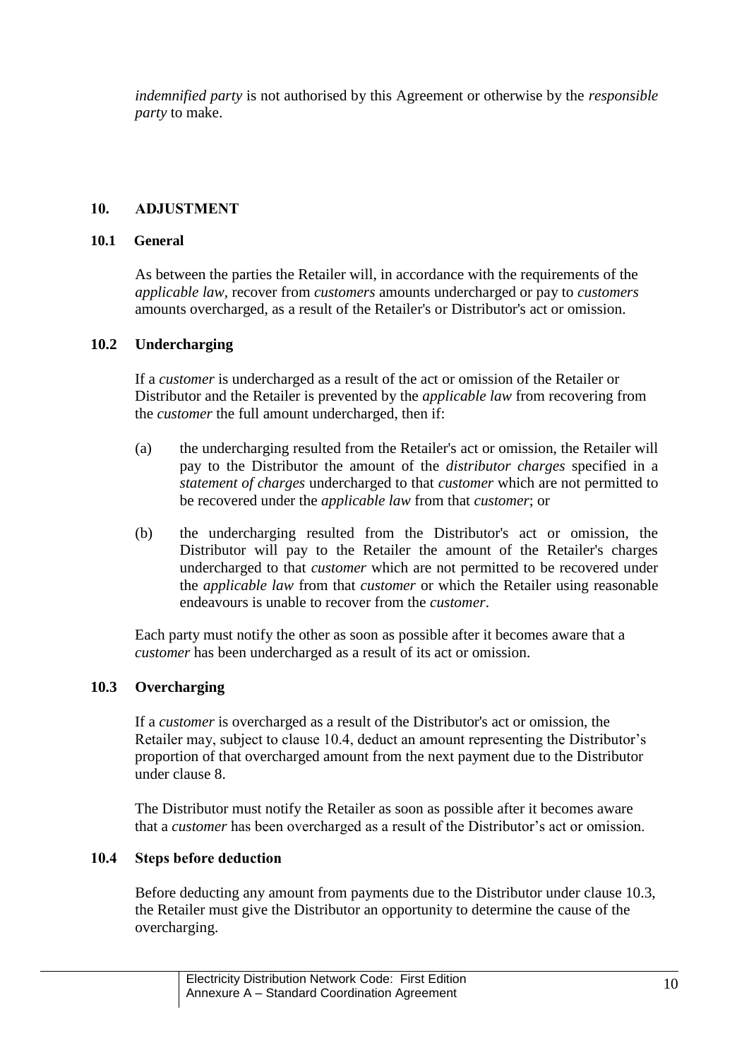*indemnified party* is not authorised by this Agreement or otherwise by the *responsible party* to make.

## 10. ADJUSTMENT

### 10.1 General

As between the parties the Retailer will, in accordance with the requirements of the *applicable law*, recover from *customers* amounts undercharged or pay to *customers* amounts overcharged, as a result of the Retailer's or Distributor's act or omission.

### 10.2 Undercharging

If a *customer* is undercharged as a result of the act or omission of the Retailer or Distributor and the Retailer is prevented by the *applicable law* from recovering from the *customer* the full amount undercharged, then if:

(a) the undercharging resulted from the Retailer's act or omission, the Retailer will pay to the Distributor the amount of the *distributor charges* specified in a *statement of charges* undercharged to that *customer* which are not permitted to be recovered under the *applicable law* from that *customer*; or

(b) the undercharging resulted from the Distributor's act or omission, the Distributor will pay to the Retailer the amount of the Retailer's charges undercharged to that *customer* which are not permitted to be recovered under the *applicable law* from that *customer* or which the Retailer using reasonable endeavours is unable to recover from the *customer*.

Each party must notify the other as soon as possible after it becomes aware that a *customer* has been undercharged as a result of its act or omission.

### 10.3 Overcharging

If a *customer* is overcharged as a result of the Distributor's act or omission, the Retailer may, subject to clause 10.4, deduct an amount representing the Distributor's proportion of that overcharged amount from the next payment due to the Distributor under clause 8.

The Distributor must notify the Retailer as soon as possible after it becomes aware that a *customer* has been overcharged as a result of the Distributor's act or omission.

### 10.4 Steps before deduction

Before deducting any amount from payments due to the Distributor under clause 10.3, the Retailer must give the Distributor an opportunity to determine the cause of the overcharging.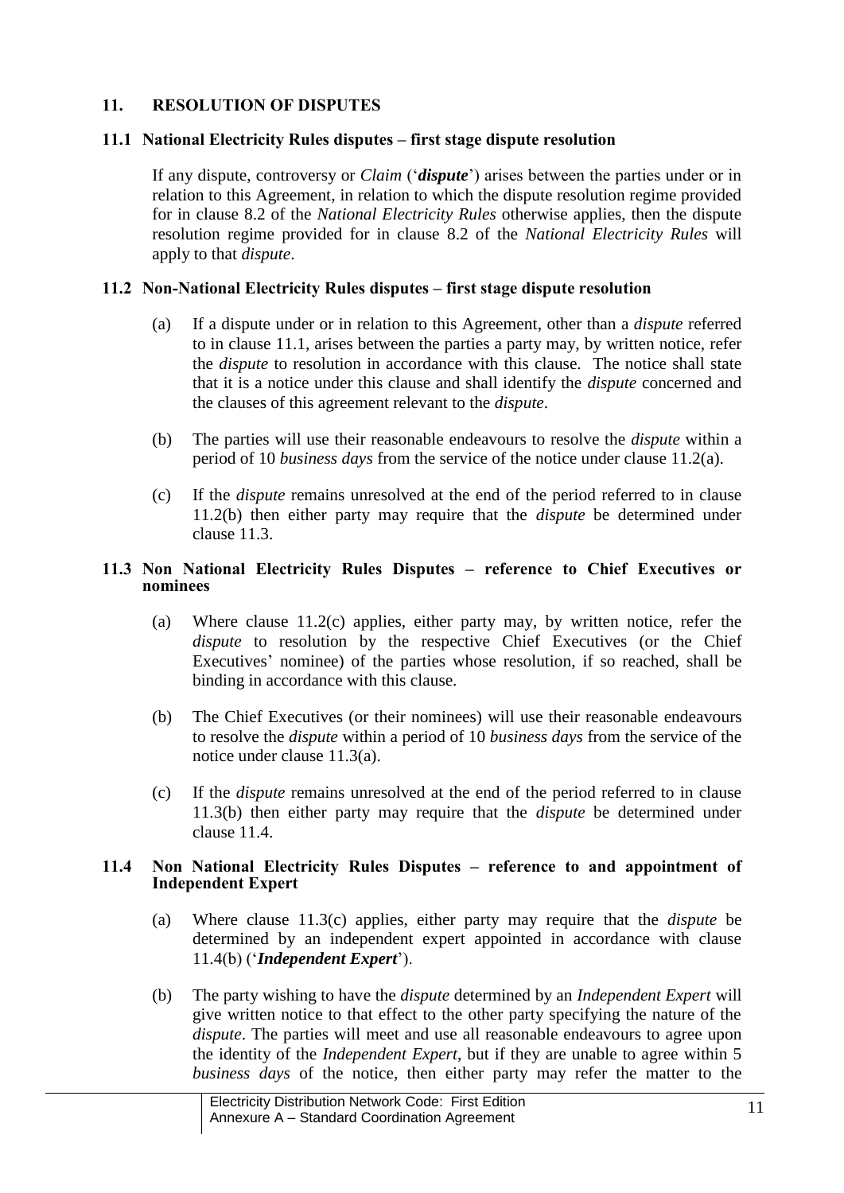## 11. RESOLUTION OF DISPUTES

### 11.1 National Electricity Rules disputes – first stage dispute resolution

If any dispute, controversy or *Claim* ('***dispute***') arises between the parties under or in relation to this Agreement, in relation to which the dispute resolution regime provided for in clause 8.2 of the *National Electricity Rules* otherwise applies, then the dispute resolution regime provided for in clause 8.2 of the *National Electricity Rules* will apply to that *dispute*.

### 11.2 Non-National Electricity Rules disputes – first stage dispute resolution

(a) If a dispute under or in relation to this Agreement, other than a *dispute* referred to in clause 11.1, arises between the parties a party may, by written notice, refer the *dispute* to resolution in accordance with this clause. The notice shall state that it is a notice under this clause and shall identify the *dispute* concerned and the clauses of this agreement relevant to the *dispute*.

(b) The parties will use their reasonable endeavours to resolve the *dispute* within a period of 10 *business days* from the service of the notice under clause 11.2(a).

(c) If the *dispute* remains unresolved at the end of the period referred to in clause 11.2(b) then either party may require that the *dispute* be determined under clause 11.3.

### 11.3 Non National Electricity Rules Disputes – reference to Chief Executives or nominees

(a) Where clause 11.2(c) applies, either party may, by written notice, refer the *dispute* to resolution by the respective Chief Executives (or the Chief Executives' nominee) of the parties whose resolution, if so reached, shall be binding in accordance with this clause.

(b) The Chief Executives (or their nominees) will use their reasonable endeavours to resolve the *dispute* within a period of 10 *business days* from the service of the notice under clause 11.3(a).

(c) If the *dispute* remains unresolved at the end of the period referred to in clause 11.3(b) then either party may require that the *dispute* be determined under clause 11.4.

### 11.4 Non National Electricity Rules Disputes – reference to and appointment of Independent Expert

(a) Where clause 11.3(c) applies, either party may require that the *dispute* be determined by an independent expert appointed in accordance with clause 11.4(b) ('***Independent Expert***').

(b) The party wishing to have the *dispute* determined by an *Independent Expert* will give written notice to that effect to the other party specifying the nature of the *dispute*. The parties will meet and use all reasonable endeavours to agree upon the identity of the *Independent Expert*, but if they are unable to agree within 5 *business days* of the notice, then either party may refer the matter to the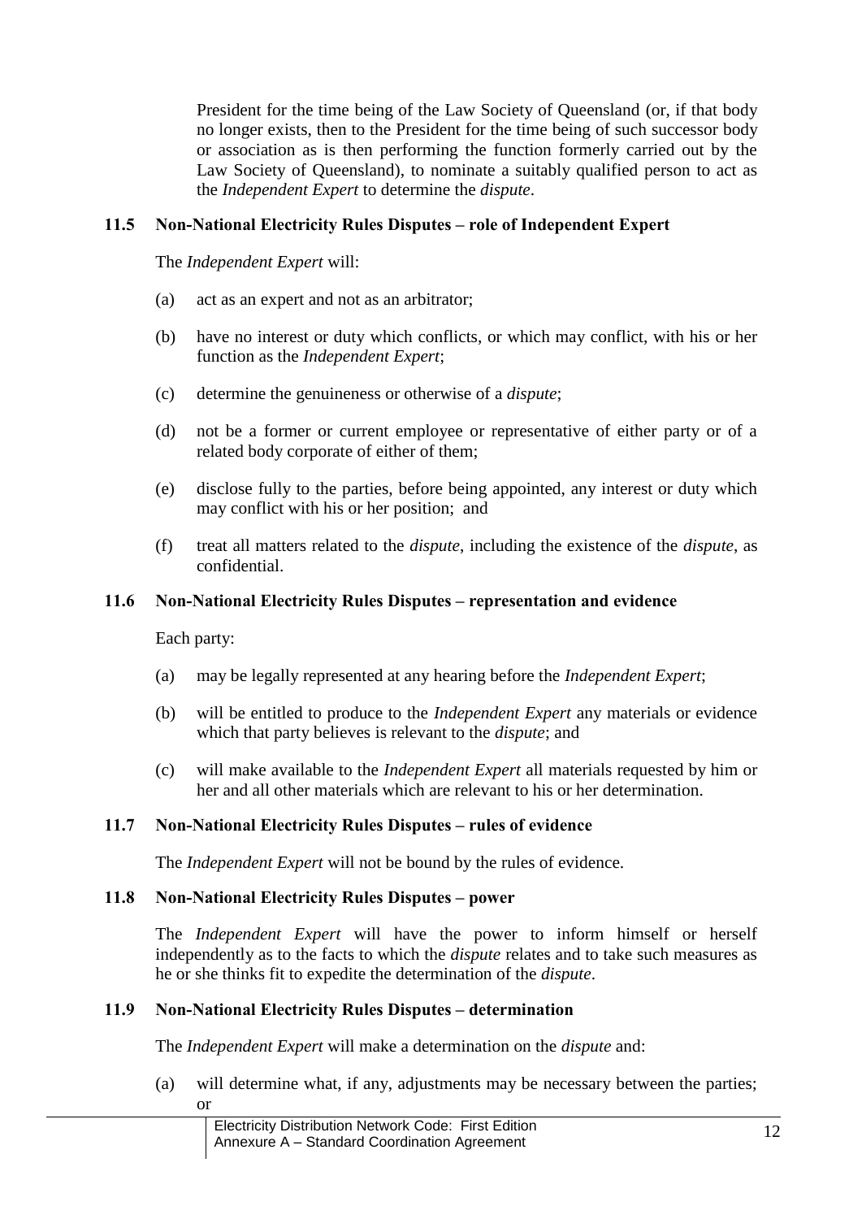President for the time being of the Law Society of Queensland (or, if that body no longer exists, then to the President for the time being of such successor body or association as is then performing the function formerly carried out by the Law Society of Queensland), to nominate a suitably qualified person to act as the *Independent Expert* to determine the *dispute*.

### 11.5 Non-National Electricity Rules Disputes – role of Independent Expert

The *Independent Expert* will:

(a) act as an expert and not as an arbitrator;

(b) have no interest or duty which conflicts, or which may conflict, with his or her function as the *Independent Expert*;

(c) determine the genuineness or otherwise of a *dispute*;

(d) not be a former or current employee or representative of either party or of a related body corporate of either of them;

(e) disclose fully to the parties, before being appointed, any interest or duty which may conflict with his or her position; and

(f) treat all matters related to the *dispute*, including the existence of the *dispute*, as confidential.

### 11.6 Non-National Electricity Rules Disputes – representation and evidence

Each party:

(a) may be legally represented at any hearing before the *Independent Expert*;

(b) will be entitled to produce to the *Independent Expert* any materials or evidence which that party believes is relevant to the *dispute*; and

(c) will make available to the *Independent Expert* all materials requested by him or her and all other materials which are relevant to his or her determination.

### 11.7 Non-National Electricity Rules Disputes – rules of evidence

The *Independent Expert* will not be bound by the rules of evidence.

### 11.8 Non-National Electricity Rules Disputes – power

The *Independent Expert* will have the power to inform himself or herself independently as to the facts to which the *dispute* relates and to take such measures as he or she thinks fit to expedite the determination of the *dispute*.

### 11.9 Non-National Electricity Rules Disputes – determination

The *Independent Expert* will make a determination on the *dispute* and:

(a) will determine what, if any, adjustments may be necessary between the parties; or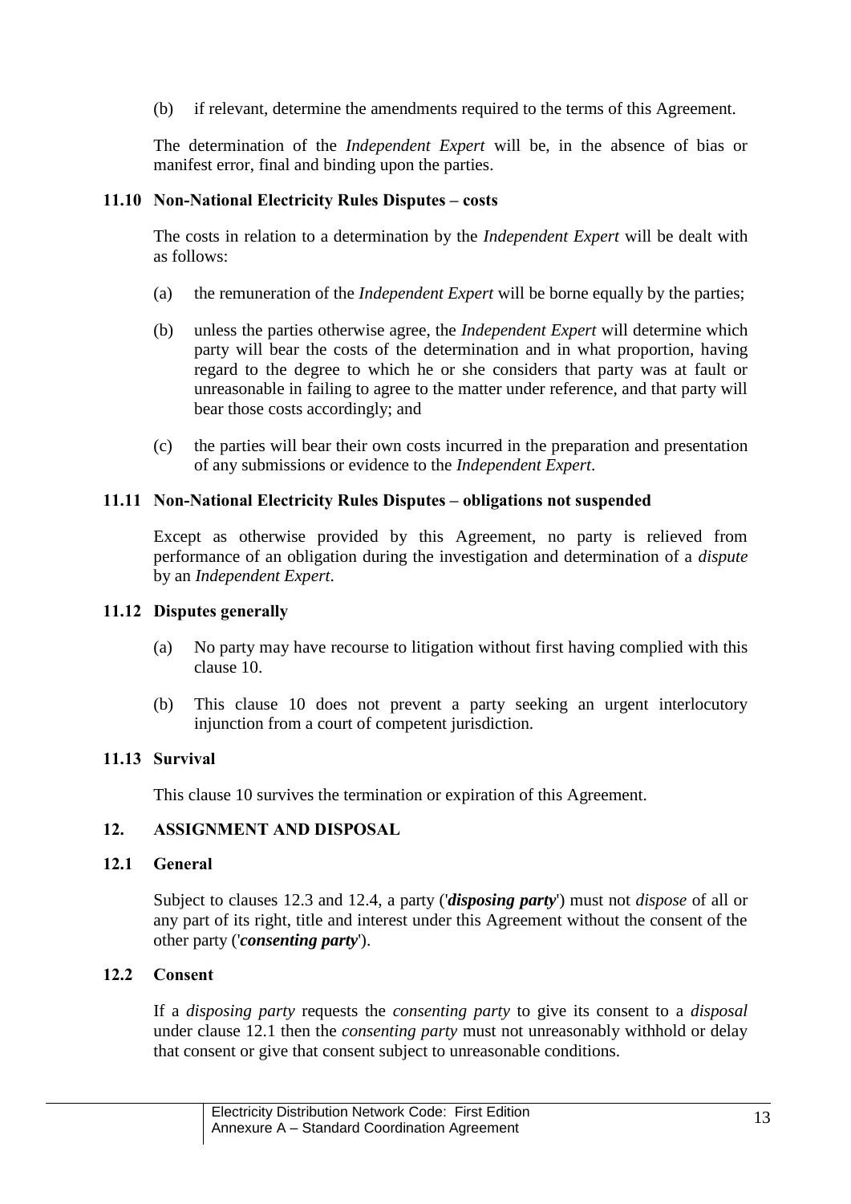(b) if relevant, determine the amendments required to the terms of this Agreement.

The determination of the *Independent Expert* will be, in the absence of bias or manifest error, final and binding upon the parties.

### 11.10 Non-National Electricity Rules Disputes – costs

The costs in relation to a determination by the *Independent Expert* will be dealt with as follows:

(a) the remuneration of the *Independent Expert* will be borne equally by the parties;

(b) unless the parties otherwise agree, the *Independent Expert* will determine which party will bear the costs of the determination and in what proportion, having regard to the degree to which he or she considers that party was at fault or unreasonable in failing to agree to the matter under reference, and that party will bear those costs accordingly; and

(c) the parties will bear their own costs incurred in the preparation and presentation of any submissions or evidence to the *Independent Expert*.

### 11.11 Non-National Electricity Rules Disputes – obligations not suspended

Except as otherwise provided by this Agreement, no party is relieved from performance of an obligation during the investigation and determination of a *dispute* by an *Independent Expert*.

### 11.12 Disputes generally

(a) No party may have recourse to litigation without first having complied with this clause 10.

(b) This clause 10 does not prevent a party seeking an urgent interlocutory injunction from a court of competent jurisdiction.

### 11.13 Survival

This clause 10 survives the termination or expiration of this Agreement.

## 12. ASSIGNMENT AND DISPOSAL

### 12.1 General

Subject to clauses 12.3 and 12.4, a party ('***disposing party***') must not *dispose* of all or any part of its right, title and interest under this Agreement without the consent of the other party ('***consenting party***').

### 12.2 Consent

If a *disposing party* requests the *consenting party* to give its consent to a *disposal* under clause 12.1 then the *consenting party* must not unreasonably withhold or delay that consent or give that consent subject to unreasonable conditions.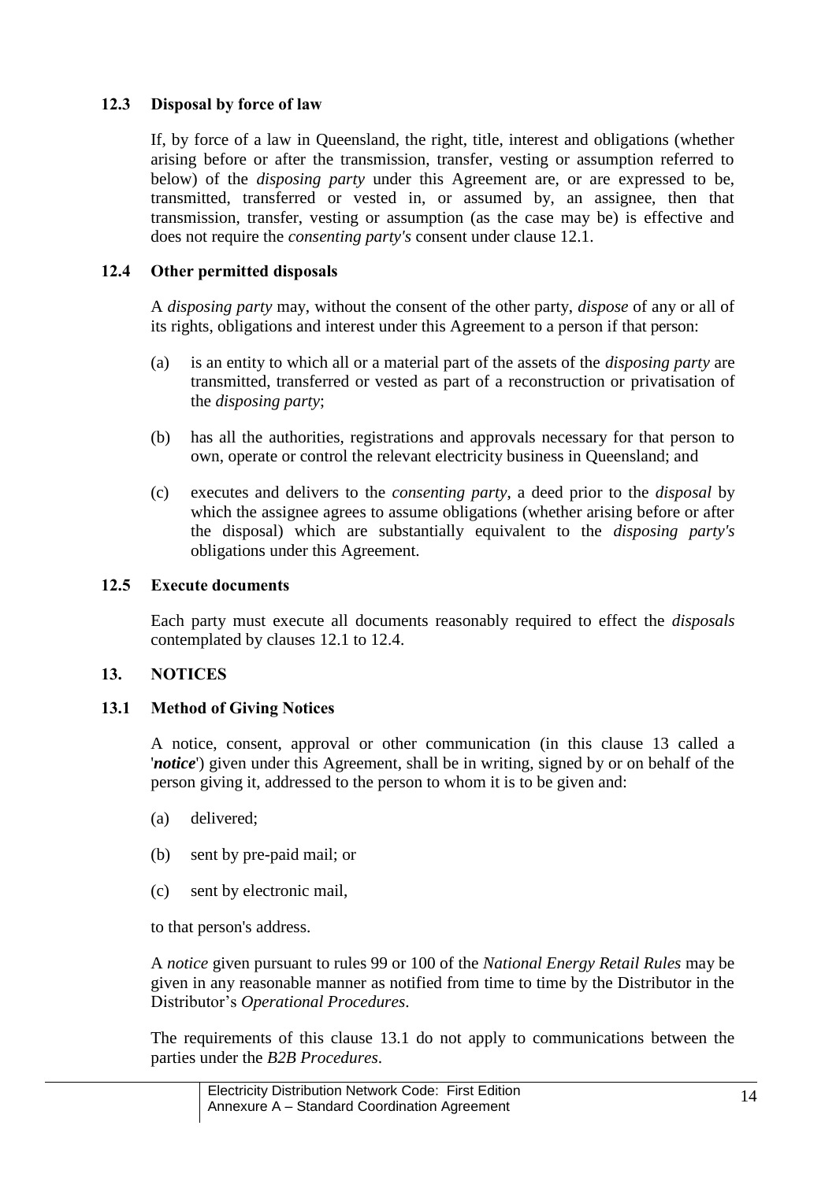### 12.3 Disposal by force of law

If, by force of a law in Queensland, the right, title, interest and obligations (whether arising before or after the transmission, transfer, vesting or assumption referred to below) of the *disposing party* under this Agreement are, or are expressed to be, transmitted, transferred or vested in, or assumed by, an assignee, then that transmission, transfer, vesting or assumption (as the case may be) is effective and does not require the *consenting party's* consent under clause 12.1.

### 12.4 Other permitted disposals

A *disposing party* may, without the consent of the other party, *dispose* of any or all of its rights, obligations and interest under this Agreement to a person if that person:

(a) is an entity to which all or a material part of the assets of the *disposing party* are transmitted, transferred or vested as part of a reconstruction or privatisation of the *disposing party*;

(b) has all the authorities, registrations and approvals necessary for that person to own, operate or control the relevant electricity business in Queensland; and

(c) executes and delivers to the *consenting party*, a deed prior to the *disposal* by which the assignee agrees to assume obligations (whether arising before or after the disposal) which are substantially equivalent to the *disposing party's* obligations under this Agreement.

### 12.5 Execute documents

Each party must execute all documents reasonably required to effect the *disposals* contemplated by clauses 12.1 to 12.4.

## 13. NOTICES

### 13.1 Method of Giving Notices

A notice, consent, approval or other communication (in this clause 13 called a '***notice***') given under this Agreement, shall be in writing, signed by or on behalf of the person giving it, addressed to the person to whom it is to be given and:

(a) delivered;

(b) sent by pre-paid mail; or

(c) sent by electronic mail,

to that person's address.

A *notice* given pursuant to rules 99 or 100 of the *National Energy Retail Rules* may be given in any reasonable manner as notified from time to time by the Distributor in the Distributor's *Operational Procedures*.

The requirements of this clause 13.1 do not apply to communications between the parties under the *B2B Procedures*.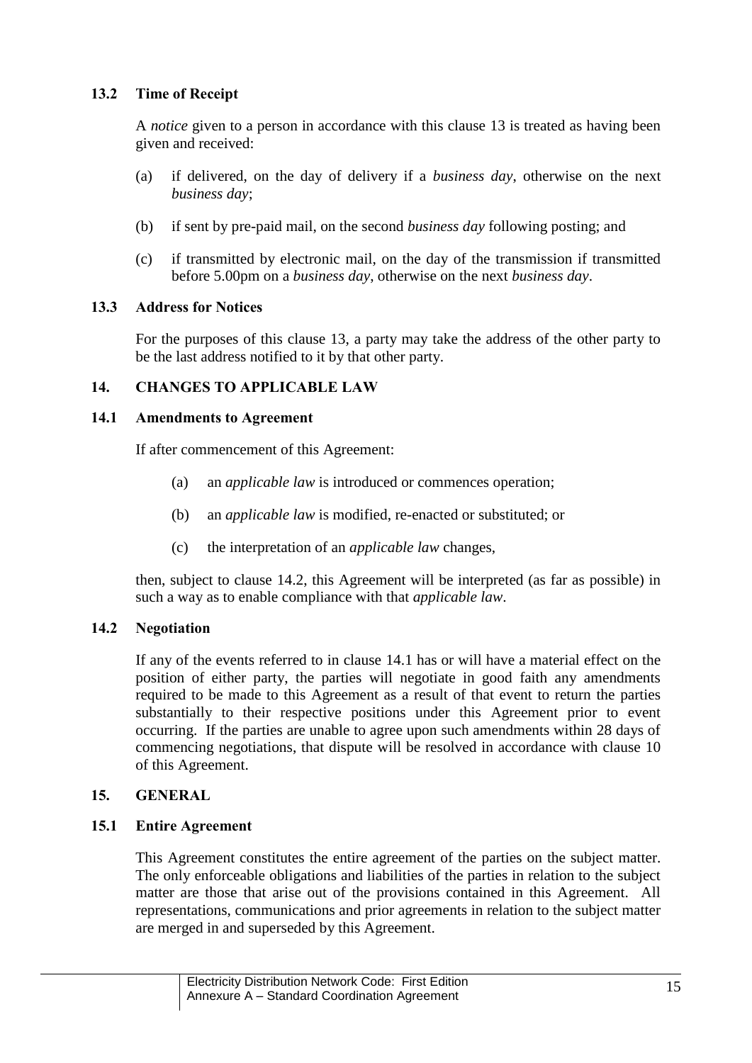### 13.2 Time of Receipt

A *notice* given to a person in accordance with this clause 13 is treated as having been given and received:

(a) if delivered, on the day of delivery if a *business day*, otherwise on the next *business day*;

(b) if sent by pre-paid mail, on the second *business day* following posting; and

(c) if transmitted by electronic mail, on the day of the transmission if transmitted before 5.00pm on a *business day*, otherwise on the next *business day*.

### 13.3 Address for Notices

For the purposes of this clause 13, a party may take the address of the other party to be the last address notified to it by that other party.

## 14. CHANGES TO APPLICABLE LAW

### 14.1 Amendments to Agreement

If after commencement of this Agreement:

(a) an *applicable law* is introduced or commences operation;

(b) an *applicable law* is modified, re-enacted or substituted; or

(c) the interpretation of an *applicable law* changes,

then, subject to clause 14.2, this Agreement will be interpreted (as far as possible) in such a way as to enable compliance with that *applicable law*.

### 14.2 Negotiation

If any of the events referred to in clause 14.1 has or will have a material effect on the position of either party, the parties will negotiate in good faith any amendments required to be made to this Agreement as a result of that event to return the parties substantially to their respective positions under this Agreement prior to event occurring. If the parties are unable to agree upon such amendments within 28 days of commencing negotiations, that dispute will be resolved in accordance with clause 10 of this Agreement.

## 15. GENERAL

### 15.1 Entire Agreement

This Agreement constitutes the entire agreement of the parties on the subject matter. The only enforceable obligations and liabilities of the parties in relation to the subject matter are those that arise out of the provisions contained in this Agreement. All representations, communications and prior agreements in relation to the subject matter are merged in and superseded by this Agreement.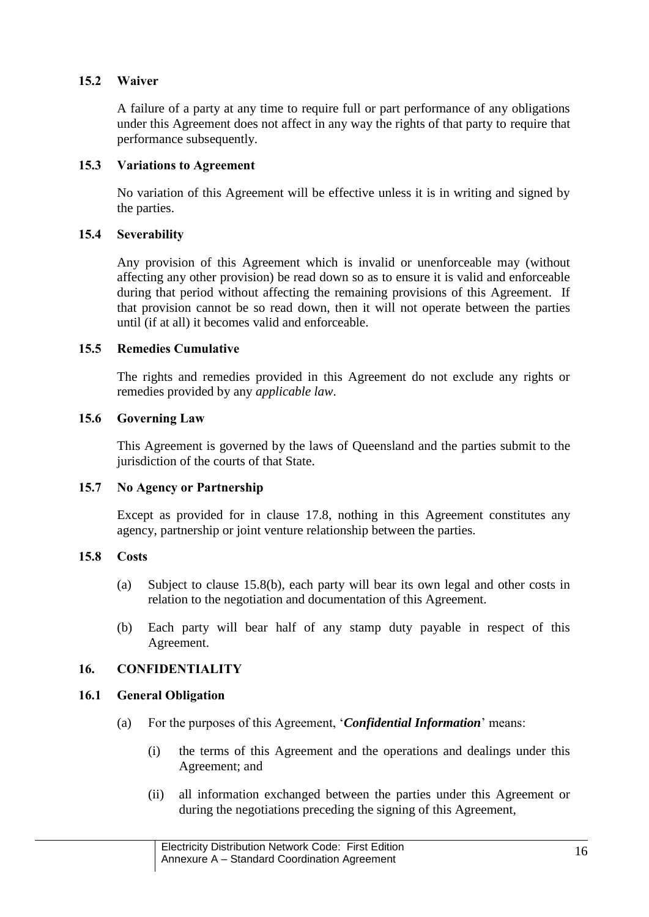### 15.2 Waiver

A failure of a party at any time to require full or part performance of any obligations under this Agreement does not affect in any way the rights of that party to require that performance subsequently.

### 15.3 Variations to Agreement

No variation of this Agreement will be effective unless it is in writing and signed by the parties.

### 15.4 Severability

Any provision of this Agreement which is invalid or unenforceable may (without affecting any other provision) be read down so as to ensure it is valid and enforceable during that period without affecting the remaining provisions of this Agreement. If that provision cannot be so read down, then it will not operate between the parties until (if at all) it becomes valid and enforceable.

### 15.5 Remedies Cumulative

The rights and remedies provided in this Agreement do not exclude any rights or remedies provided by any *applicable law*.

### 15.6 Governing Law

This Agreement is governed by the laws of Queensland and the parties submit to the jurisdiction of the courts of that State.

### 15.7 No Agency or Partnership

Except as provided for in clause 17.8, nothing in this Agreement constitutes any agency, partnership or joint venture relationship between the parties.

### 15.8 Costs

(a) Subject to clause 15.8(b), each party will bear its own legal and other costs in relation to the negotiation and documentation of this Agreement.

(b) Each party will bear half of any stamp duty payable in respect of this Agreement.

## 16. CONFIDENTIALITY

### 16.1 General Obligation

(a) For the purposes of this Agreement, '***Confidential Information***' means:

  (i) the terms of this Agreement and the operations and dealings under this Agreement; and

  (ii) all information exchanged between the parties under this Agreement or during the negotiations preceding the signing of this Agreement,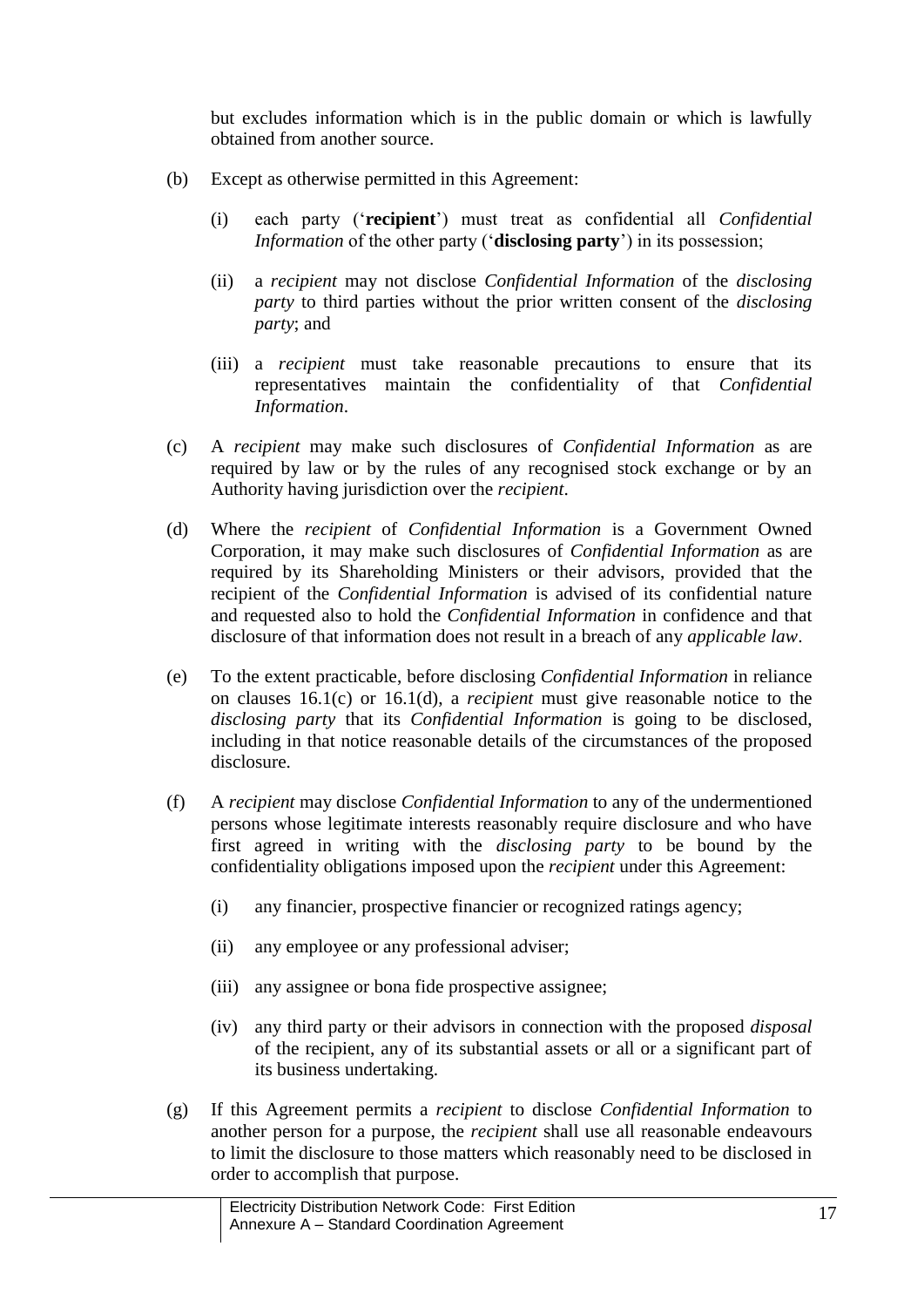but excludes information which is in the public domain or which is lawfully obtained from another source.

(b) Except as otherwise permitted in this Agreement:

(i) each party ('**recipient**') must treat as confidential all *Confidential Information* of the other party ('**disclosing party**') in its possession;

(ii) a *recipient* may not disclose *Confidential Information* of the *disclosing party* to third parties without the prior written consent of the *disclosing party*; and

(iii) a *recipient* must take reasonable precautions to ensure that its representatives maintain the confidentiality of that *Confidential Information*.

(c) A *recipient* may make such disclosures of *Confidential Information* as are required by law or by the rules of any recognised stock exchange or by an Authority having jurisdiction over the *recipient*.

(d) Where the *recipient* of *Confidential Information* is a Government Owned Corporation, it may make such disclosures of *Confidential Information* as are required by its Shareholding Ministers or their advisors, provided that the recipient of the *Confidential Information* is advised of its confidential nature and requested also to hold the *Confidential Information* in confidence and that disclosure of that information does not result in a breach of any *applicable law*.

(e) To the extent practicable, before disclosing *Confidential Information* in reliance on clauses 16.1(c) or 16.1(d), a *recipient* must give reasonable notice to the *disclosing party* that its *Confidential Information* is going to be disclosed, including in that notice reasonable details of the circumstances of the proposed disclosure.

(f) A *recipient* may disclose *Confidential Information* to any of the undermentioned persons whose legitimate interests reasonably require disclosure and who have first agreed in writing with the *disclosing party* to be bound by the confidentiality obligations imposed upon the *recipient* under this Agreement:

(i) any financier, prospective financier or recognized ratings agency;

(ii) any employee or any professional adviser;

(iii) any assignee or bona fide prospective assignee;

(iv) any third party or their advisors in connection with the proposed *disposal* of the recipient, any of its substantial assets or all or a significant part of its business undertaking.

(g) If this Agreement permits a *recipient* to disclose *Confidential Information* to another person for a purpose, the *recipient* shall use all reasonable endeavours to limit the disclosure to those matters which reasonably need to be disclosed in order to accomplish that purpose.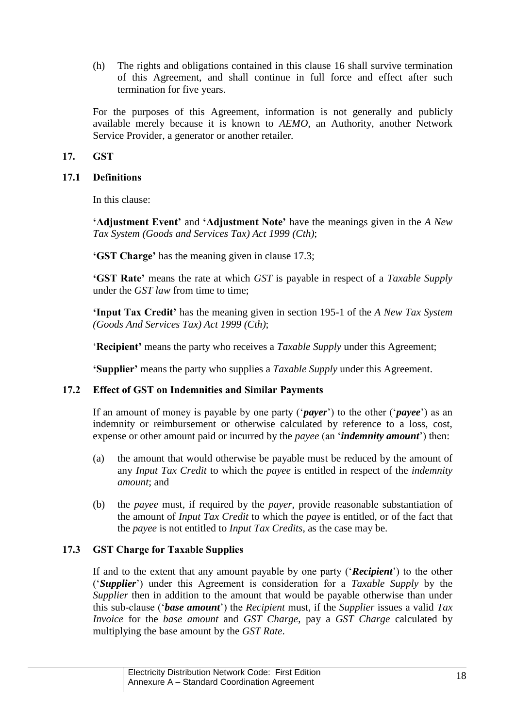(h) The rights and obligations contained in this clause 16 shall survive termination of this Agreement, and shall continue in full force and effect after such termination for five years.

For the purposes of this Agreement, information is not generally and publicly available merely because it is known to *AEMO*, an Authority, another Network Service Provider, a generator or another retailer.

## 17. GST

### 17.1 Definitions

In this clause:

**'Adjustment Event'** and **'Adjustment Note'** have the meanings given in the *A New Tax System (Goods and Services Tax) Act 1999 (Cth)*;

**'GST Charge'** has the meaning given in clause 17.3;

**'GST Rate'** means the rate at which *GST* is payable in respect of a *Taxable Supply* under the *GST law* from time to time;

**'Input Tax Credit'** has the meaning given in section 195-1 of the *A New Tax System (Goods And Services Tax) Act 1999 (Cth)*;

'**Recipient'** means the party who receives a *Taxable Supply* under this Agreement;

**'Supplier'** means the party who supplies a *Taxable Supply* under this Agreement.

### 17.2 Effect of GST on Indemnities and Similar Payments

If an amount of money is payable by one party ('***payer***') to the other ('***payee***') as an indemnity or reimbursement or otherwise calculated by reference to a loss, cost, expense or other amount paid or incurred by the *payee* (an '***indemnity amount***') then:

(a) the amount that would otherwise be payable must be reduced by the amount of any *Input Tax Credit* to which the *payee* is entitled in respect of the *indemnity amount*; and

(b) the *payee* must, if required by the *payer*, provide reasonable substantiation of the amount of *Input Tax Credit* to which the *payee* is entitled, or of the fact that the *payee* is not entitled to *Input Tax Credits*, as the case may be.

### 17.3 GST Charge for Taxable Supplies

If and to the extent that any amount payable by one party ('***Recipient***') to the other ('***Supplier***') under this Agreement is consideration for a *Taxable Supply* by the *Supplier* then in addition to the amount that would be payable otherwise than under this sub-clause ('***base amount***') the *Recipient* must, if the *Supplier* issues a valid *Tax Invoice* for the *base amount* and *GST Charge*, pay a *GST Charge* calculated by multiplying the base amount by the *GST Rate*.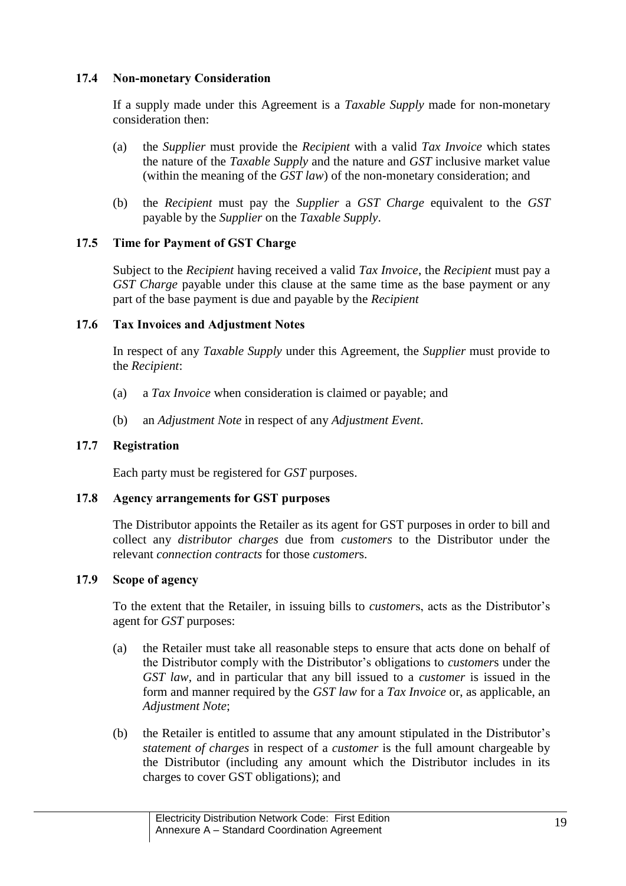### 17.4 Non-monetary Consideration

If a supply made under this Agreement is a *Taxable Supply* made for non-monetary consideration then:

(a) the *Supplier* must provide the *Recipient* with a valid *Tax Invoice* which states the nature of the *Taxable Supply* and the nature and *GST* inclusive market value (within the meaning of the *GST law*) of the non-monetary consideration; and

(b) the *Recipient* must pay the *Supplier* a *GST Charge* equivalent to the *GST* payable by the *Supplier* on the *Taxable Supply*.

### 17.5 Time for Payment of GST Charge

Subject to the *Recipient* having received a valid *Tax Invoice*, the *Recipient* must pay a *GST Charge* payable under this clause at the same time as the base payment or any part of the base payment is due and payable by the *Recipient*

### 17.6 Tax Invoices and Adjustment Notes

In respect of any *Taxable Supply* under this Agreement, the *Supplier* must provide to the *Recipient*:

(a) a *Tax Invoice* when consideration is claimed or payable; and

(b) an *Adjustment Note* in respect of any *Adjustment Event*.

### 17.7 Registration

Each party must be registered for *GST* purposes.

### 17.8 Agency arrangements for GST purposes

The Distributor appoints the Retailer as its agent for GST purposes in order to bill and collect any *distributor charges* due from *customers* to the Distributor under the relevant *connection contracts* for those *customer*s.

### 17.9 Scope of agency

To the extent that the Retailer, in issuing bills to *customer*s, acts as the Distributor's agent for *GST* purposes:

(a) the Retailer must take all reasonable steps to ensure that acts done on behalf of the Distributor comply with the Distributor's obligations to *customer*s under the *GST law*, and in particular that any bill issued to a *customer* is issued in the form and manner required by the *GST law* for a *Tax Invoice* or, as applicable, an *Adjustment Note*;

(b) the Retailer is entitled to assume that any amount stipulated in the Distributor's *statement of charges* in respect of a *customer* is the full amount chargeable by the Distributor (including any amount which the Distributor includes in its charges to cover GST obligations); and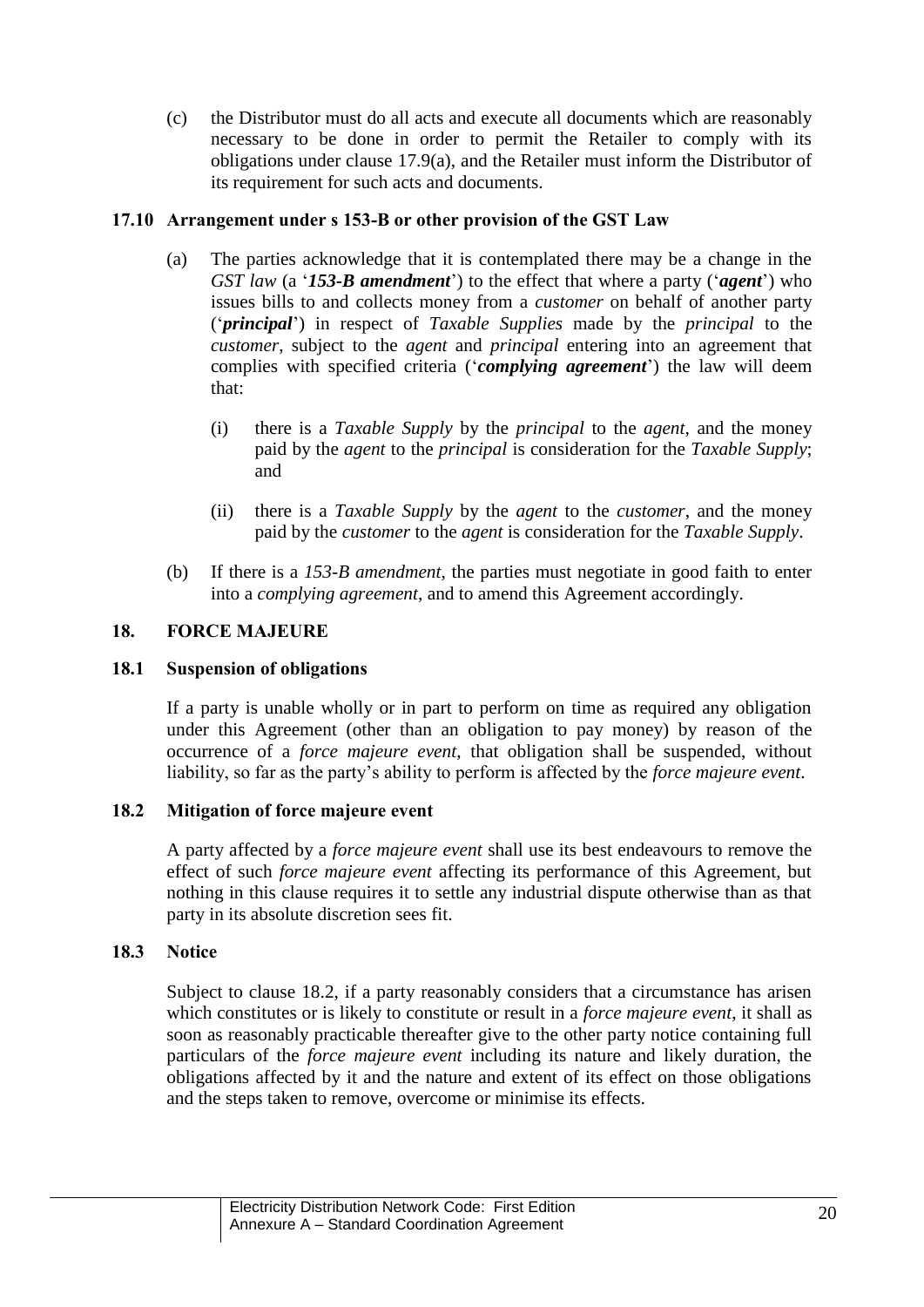(c) the Distributor must do all acts and execute all documents which are reasonably necessary to be done in order to permit the Retailer to comply with its obligations under clause 17.9(a), and the Retailer must inform the Distributor of its requirement for such acts and documents.

### 17.10 Arrangement under s 153-B or other provision of the GST Law

(a) The parties acknowledge that it is contemplated there may be a change in the *GST law* (a '***153-B amendment***') to the effect that where a party ('***agent***') who issues bills to and collects money from a *customer* on behalf of another party ('***principal***') in respect of *Taxable Supplies* made by the *principal* to the *customer*, subject to the *agent* and *principal* entering into an agreement that complies with specified criteria ('***complying agreement***') the law will deem that:

   (i) there is a *Taxable Supply* by the *principal* to the *agent*, and the money paid by the *agent* to the *principal* is consideration for the *Taxable Supply*; and

   (ii) there is a *Taxable Supply* by the *agent* to the *customer*, and the money paid by the *customer* to the *agent* is consideration for the *Taxable Supply*.

(b) If there is a *153-B amendment*, the parties must negotiate in good faith to enter into a *complying agreement*, and to amend this Agreement accordingly.

## 18. FORCE MAJEURE

### 18.1 Suspension of obligations

If a party is unable wholly or in part to perform on time as required any obligation under this Agreement (other than an obligation to pay money) by reason of the occurrence of a *force majeure event*, that obligation shall be suspended, without liability, so far as the party's ability to perform is affected by the *force majeure event*.

### 18.2 Mitigation of force majeure event

A party affected by a *force majeure event* shall use its best endeavours to remove the effect of such *force majeure event* affecting its performance of this Agreement, but nothing in this clause requires it to settle any industrial dispute otherwise than as that party in its absolute discretion sees fit.

### 18.3 Notice

Subject to clause 18.2, if a party reasonably considers that a circumstance has arisen which constitutes or is likely to constitute or result in a *force majeure event*, it shall as soon as reasonably practicable thereafter give to the other party notice containing full particulars of the *force majeure event* including its nature and likely duration, the obligations affected by it and the nature and extent of its effect on those obligations and the steps taken to remove, overcome or minimise its effects.